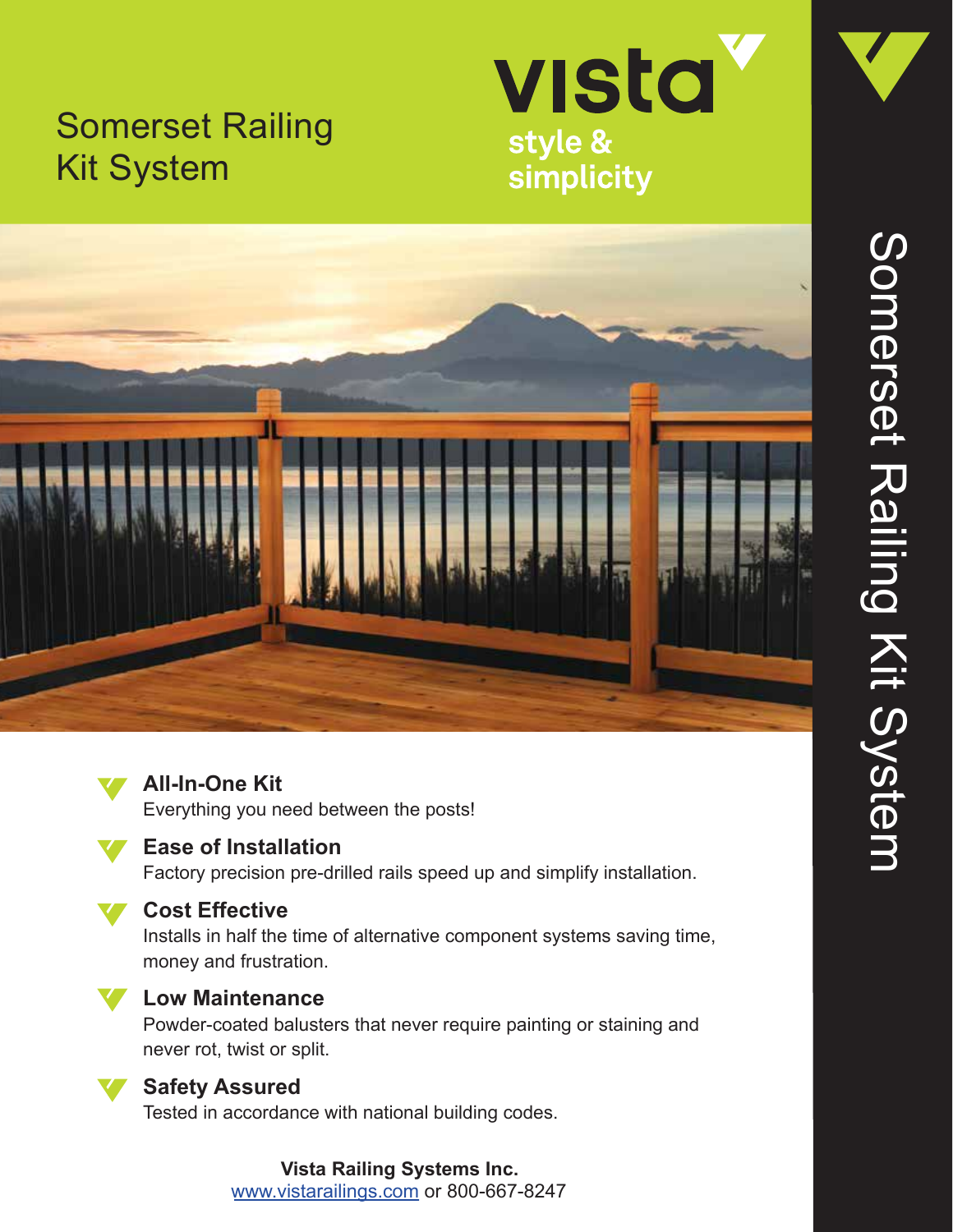# Somerset Railing Kit System

**vista**
**style & simplicity**

Somerset Railing Kit System

**All-In-One Kit**
Everything you need between the posts!

**Ease of Installation**
Factory precision pre-drilled rails speed up and simplify installation.

**Cost Effective**
Installs in half the time of alternative component systems saving time, money and frustration.

**Low Maintenance**
Powder-coated balusters that never require painting or staining and never rot, twist or split.

**Safety Assured**
Tested in accordance with national building codes.

**Vista Railing Systems Inc.**
www.vistarailings.com or 800-667-8247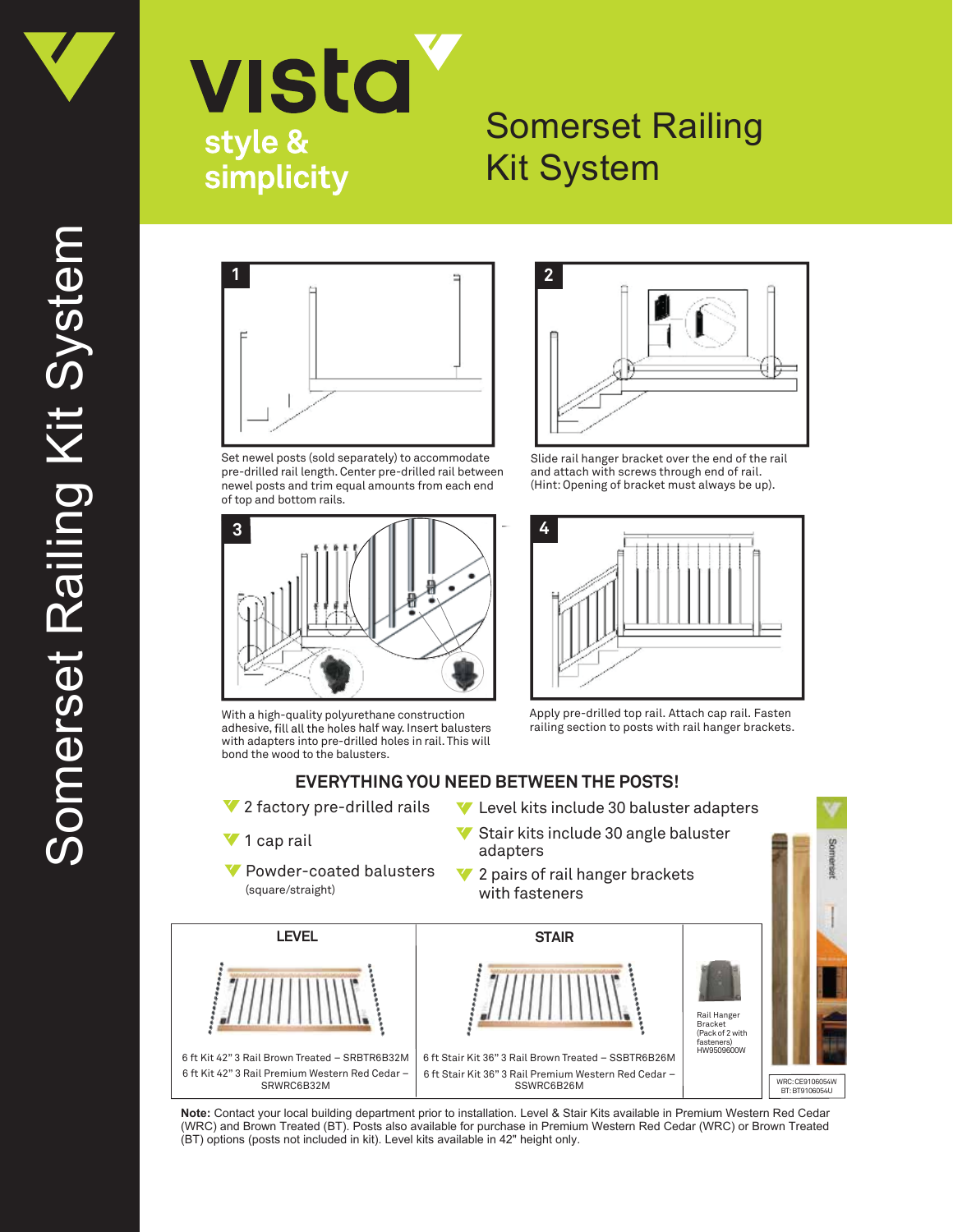Somerset Railing Kit System

vista

style & simplicity

# Somerset Railing Kit System

1

Set newel posts (sold separately) to accommodate pre-drilled rail length. Center pre-drilled rail between newel posts and trim equal amounts from each end of top and bottom rails.

2

Slide rail hanger bracket over the end of the rail and attach with screws through end of rail. (Hint: Opening of bracket must always be up).

3

With a high-quality polyurethane construction adhesive, fill all the holes half way. Insert balusters with adapters into pre-drilled holes in rail. This will bond the wood to the balusters.

4

Apply pre-drilled top rail. Attach cap rail. Fasten railing section to posts with rail hanger brackets.

## EVERYTHING YOU NEED BETWEEN THE POSTS!

- 2 factory pre-drilled rails
- 1 cap rail
- Powder-coated balusters (square/straight)
- Level kits include 30 baluster adapters
- Stair kits include 30 angle baluster adapters
- 2 pairs of rail hanger brackets with fasteners

| LEVEL | STAIR | |
|---|---|---|
| 6 ft Kit 42" 3 Rail Brown Treated – SRBTR6B32M | 6 ft Stair Kit 36" 3 Rail Brown Treated – SSBTR6B26M | Rail Hanger Bracket (Pack of 2 with fasteners) HW9509600W |
| 6 ft Kit 42" 3 Rail Premium Western Red Cedar – SRWRC6B32M | 6 ft Stair Kit 36" 3 Rail Premium Western Red Cedar – SSWRC6B26M | |

Somerset

WRC: CE9106054W
BT: BT9106054U

**Note:** Contact your local building department prior to installation. Level & Stair Kits available in Premium Western Red Cedar (WRC) and Brown Treated (BT). Posts also available for purchase in Premium Western Red Cedar (WRC) or Brown Treated (BT) options (posts not included in kit). Level kits available in 42" height only.